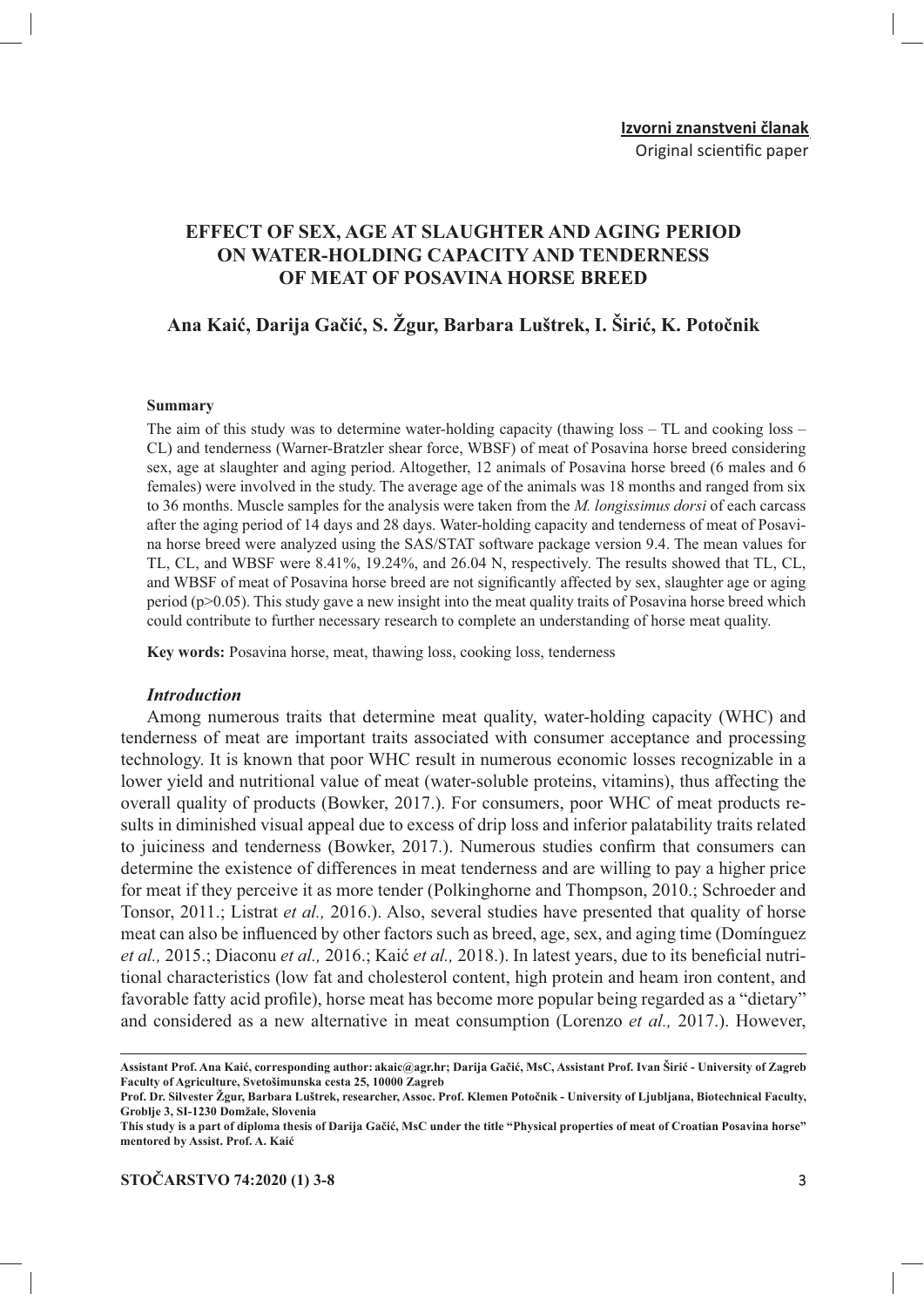**Izvorni znanstveni članak**

Original scientific paper

# EFFECT OF SEX, AGE AT SLAUGHTER AND AGING PERIOD ON WATER-HOLDING CAPACITY AND TENDERNESS OF MEAT OF POSAVINA HORSE BREED

**Ana Kaić, Darija Gačić, S. Žgur, Barbara Luštrek, I. Širić, K. Potočnik**

**Summary**

The aim of this study was to determine water-holding capacity (thawing loss – TL and cooking loss – CL) and tenderness (Warner-Bratzler shear force, WBSF) of meat of Posavina horse breed considering sex, age at slaughter and aging period. Altogether, 12 animals of Posavina horse breed (6 males and 6 females) were involved in the study. The average age of the animals was 18 months and ranged from six to 36 months. Muscle samples for the analysis were taken from the *M. longissimus dorsi* of each carcass after the aging period of 14 days and 28 days. Water-holding capacity and tenderness of meat of Posavina horse breed were analyzed using the SAS/STAT software package version 9.4. The mean values for TL, CL, and WBSF were 8.41%, 19.24%, and 26.04 N, respectively. The results showed that TL, CL, and WBSF of meat of Posavina horse breed are not significantly affected by sex, slaughter age or aging period ($p>0.05$). This study gave a new insight into the meat quality traits of Posavina horse breed which could contribute to further necessary research to complete an understanding of horse meat quality.

**Key words:** Posavina horse, meat, thawing loss, cooking loss, tenderness

### *Introduction*

Among numerous traits that determine meat quality, water-holding capacity (WHC) and tenderness of meat are important traits associated with consumer acceptance and processing technology. It is known that poor WHC result in numerous economic losses recognizable in a lower yield and nutritional value of meat (water-soluble proteins, vitamins), thus affecting the overall quality of products (Bowker, 2017.). For consumers, poor WHC of meat products results in diminished visual appeal due to excess of drip loss and inferior palatability traits related to juiciness and tenderness (Bowker, 2017.). Numerous studies confirm that consumers can determine the existence of differences in meat tenderness and are willing to pay a higher price for meat if they perceive it as more tender (Polkinghorne and Thompson, 2010.; Schroeder and Tonsor, 2011.; Listrat *et al.,* 2016.). Also, several studies have presented that quality of horse meat can also be influenced by other factors such as breed, age, sex, and aging time (Domínguez *et al.,* 2015.; Diaconu *et al.,* 2016.; Kaić *et al.,* 2018.). In latest years, due to its beneficial nutritional characteristics (low fat and cholesterol content, high protein and heam iron content, and favorable fatty acid profile), horse meat has become more popular being regarded as a "dietary" and considered as a new alternative in meat consumption (Lorenzo *et al.,* 2017.). However,

**Assistant Prof. Ana Kaić, corresponding author: akaic@agr.hr; Darija Gačić, MsC, Assistant Prof. Ivan Širić - University of Zagreb Faculty of Agriculture, Svetošimunska cesta 25, 10000 Zagreb**

**Prof. Dr. Silvester Žgur, Barbara Luštrek, researcher, Assoc. Prof. Klemen Potočnik - University of Ljubljana, Biotechnical Faculty, Groblje 3, SI-1230 Domžale, Slovenia**

**This study is a part of diploma thesis of Darija Gačić, MsC under the title "Physical properties of meat of Croatian Posavina horse" mentored by Assist. Prof. A. Kaić**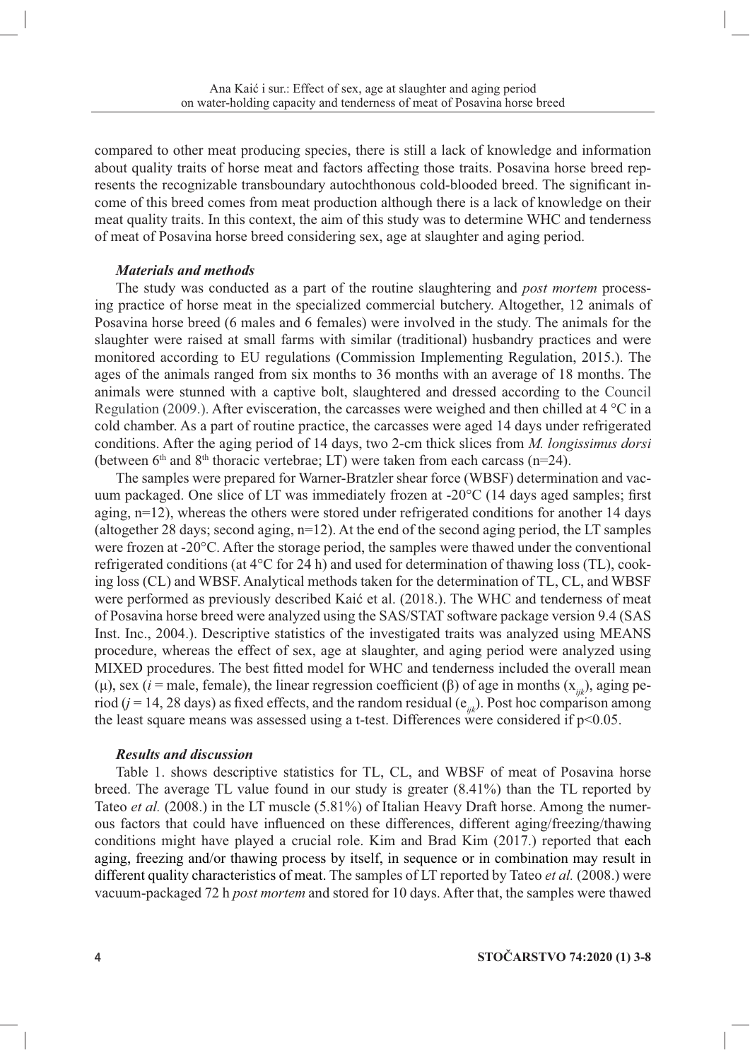compared to other meat producing species, there is still a lack of knowledge and information about quality traits of horse meat and factors affecting those traits. Posavina horse breed represents the recognizable transboundary autochthonous cold-blooded breed. The significant income of this breed comes from meat production although there is a lack of knowledge on their meat quality traits. In this context, the aim of this study was to determine WHC and tenderness of meat of Posavina horse breed considering sex, age at slaughter and aging period.

### *Materials and methods*

The study was conducted as a part of the routine slaughtering and *post mortem* processing practice of horse meat in the specialized commercial butchery. Altogether, 12 animals of Posavina horse breed (6 males and 6 females) were involved in the study. The animals for the slaughter were raised at small farms with similar (traditional) husbandry practices and were monitored according to EU regulations (Commission Implementing Regulation, 2015.). The ages of the animals ranged from six months to 36 months with an average of 18 months. The animals were stunned with a captive bolt, slaughtered and dressed according to the Council Regulation (2009.). After evisceration, the carcasses were weighed and then chilled at 4 °C in a cold chamber. As a part of routine practice, the carcasses were aged 14 days under refrigerated conditions. After the aging period of 14 days, two 2-cm thick slices from *M. longissimus dorsi* (between $6^{th}$ and $8^{th}$ thoracic vertebrae; LT) were taken from each carcass (n=24).

The samples were prepared for Warner-Bratzler shear force (WBSF) determination and vacuum packaged. One slice of LT was immediately frozen at -20°C (14 days aged samples; first aging, n=12), whereas the others were stored under refrigerated conditions for another 14 days (altogether 28 days; second aging, n=12). At the end of the second aging period, the LT samples were frozen at -20°C. After the storage period, the samples were thawed under the conventional refrigerated conditions (at 4°C for 24 h) and used for determination of thawing loss (TL), cooking loss (CL) and WBSF. Analytical methods taken for the determination of TL, CL, and WBSF were performed as previously described Kaić et al. (2018.). The WHC and tenderness of meat of Posavina horse breed were analyzed using the SAS/STAT software package version 9.4 (SAS Inst. Inc., 2004.). Descriptive statistics of the investigated traits was analyzed using MEANS procedure, whereas the effect of sex, age at slaughter, and aging period were analyzed using MIXED procedures. The best fitted model for WHC and tenderness included the overall mean ($\mu$), sex ($i$ = male, female), the linear regression coefficient ($\beta$) of age in months ($x_{ijk}$), aging period ($j$ = 14, 28 days) as fixed effects, and the random residual ($e_{ijk}$). Post hoc comparison among the least square means was assessed using a t-test. Differences were considered if $p<0.05$.

### *Results and discussion*

Table 1. shows descriptive statistics for TL, CL, and WBSF of meat of Posavina horse breed. The average TL value found in our study is greater (8.41%) than the TL reported by Tateo *et al.* (2008.) in the LT muscle (5.81%) of Italian Heavy Draft horse. Among the numerous factors that could have influenced on these differences, different aging/freezing/thawing conditions might have played a crucial role. Kim and Brad Kim (2017.) reported that each aging, freezing and/or thawing process by itself, in sequence or in combination may result in different quality characteristics of meat. The samples of LT reported by Tateo *et al.* (2008.) were vacuum-packaged 72 h *post mortem* and stored for 10 days. After that, the samples were thawed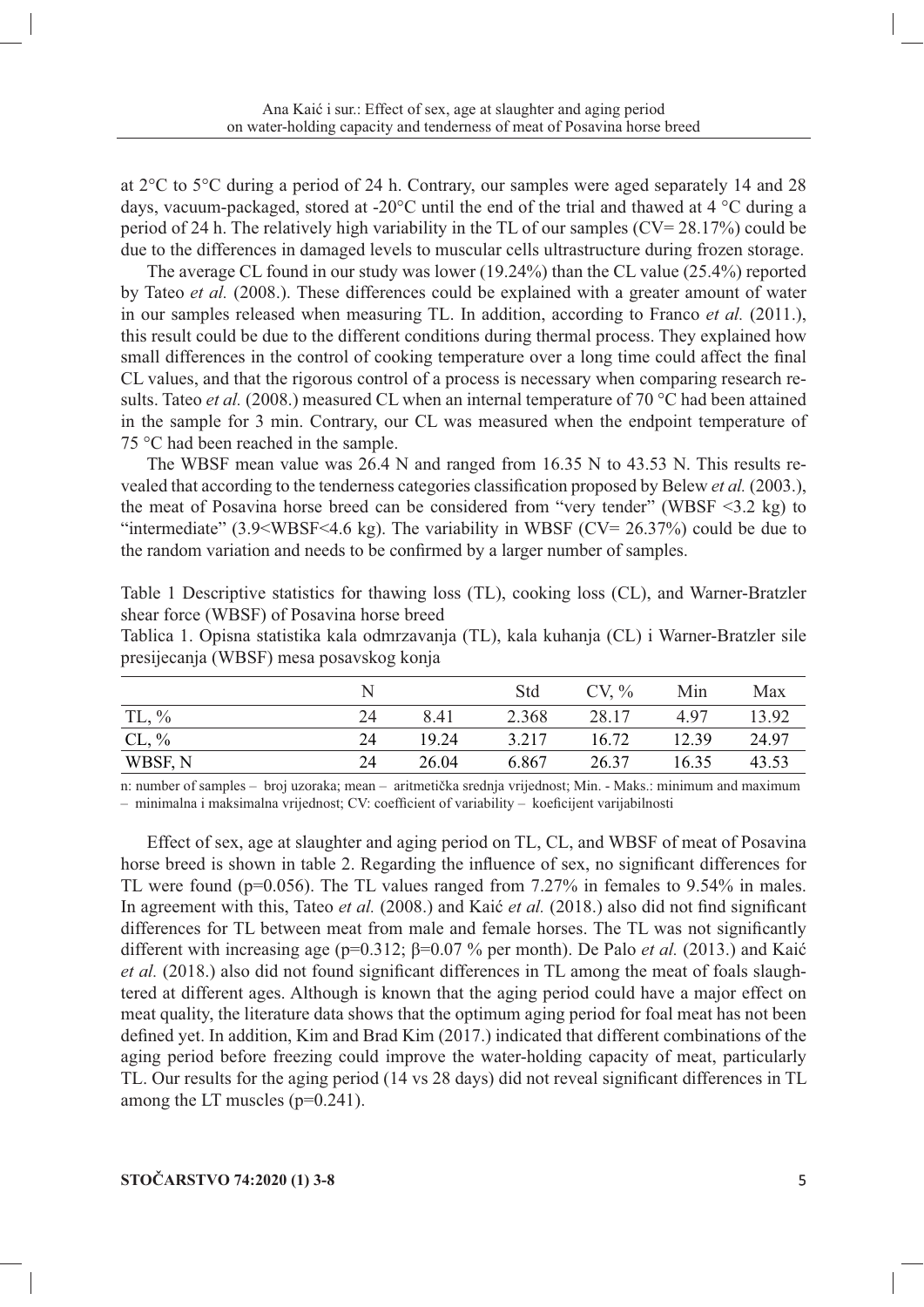at 2°C to 5°C during a period of 24 h. Contrary, our samples were aged separately 14 and 28 days, vacuum-packaged, stored at -20°C until the end of the trial and thawed at 4 °C during a period of 24 h. The relatively high variability in the TL of our samples (CV= 28.17%) could be due to the differences in damaged levels to muscular cells ultrastructure during frozen storage.

The average CL found in our study was lower (19.24%) than the CL value (25.4%) reported by Tateo *et al.* (2008.). These differences could be explained with a greater amount of water in our samples released when measuring TL. In addition, according to Franco *et al.* (2011.), this result could be due to the different conditions during thermal process. They explained how small differences in the control of cooking temperature over a long time could affect the final CL values, and that the rigorous control of a process is necessary when comparing research results. Tateo *et al.* (2008.) measured CL when an internal temperature of 70 °C had been attained in the sample for 3 min. Contrary, our CL was measured when the endpoint temperature of 75 °C had been reached in the sample.

The WBSF mean value was 26.4 N and ranged from 16.35 N to 43.53 N. This results revealed that according to the tenderness categories classification proposed by Belew *et al.* (2003.), the meat of Posavina horse breed can be considered from "very tender" (WBSF <3.2 kg) to "intermediate" (3.9<WBSF<4.6 kg). The variability in WBSF (CV= 26.37%) could be due to the random variation and needs to be confirmed by a larger number of samples.

Table 1 Descriptive statistics for thawing loss (TL), cooking loss (CL), and Warner-Bratzler shear force (WBSF) of Posavina horse breed

Tablica 1. Opisna statistika kala odmrzavanja (TL), kala kuhanja (CL) i Warner-Bratzler sile presijecanja (WBSF) mesa posavskog konja

| | N | | Std | CV, % | Min | Max |
|---|---|---|---|---|---|---|
| TL, % | 24 | 8.41 | 2.368 | 28.17 | 4.97 | 13.92 |
| CL, % | 24 | 19.24 | 3.217 | 16.72 | 12.39 | 24.97 |
| WBSF, N | 24 | 26.04 | 6.867 | 26.37 | 16.35 | 43.53 |

n: number of samples – broj uzoraka; mean – aritmetička srednja vrijednost; Min. - Maks.: minimum and maximum – minimalna i maksimalna vrijednost; CV: coefficient of variability – koeficijent varijabilnosti

Effect of sex, age at slaughter and aging period on TL, CL, and WBSF of meat of Posavina horse breed is shown in table 2. Regarding the influence of sex, no significant differences for TL were found (p=0.056). The TL values ranged from 7.27% in females to 9.54% in males. In agreement with this, Tateo *et al.* (2008.) and Kaić *et al.* (2018.) also did not find significant differences for TL between meat from male and female horses. The TL was not significantly different with increasing age (p=0.312; β=0.07 % per month). De Palo *et al.* (2013.) and Kaić *et al.* (2018.) also did not found significant differences in TL among the meat of foals slaughtered at different ages. Although is known that the aging period could have a major effect on meat quality, the literature data shows that the optimum aging period for foal meat has not been defined yet. In addition, Kim and Brad Kim (2017.) indicated that different combinations of the aging period before freezing could improve the water-holding capacity of meat, particularly TL. Our results for the aging period (14 vs 28 days) did not reveal significant differences in TL among the LT muscles (p=0.241).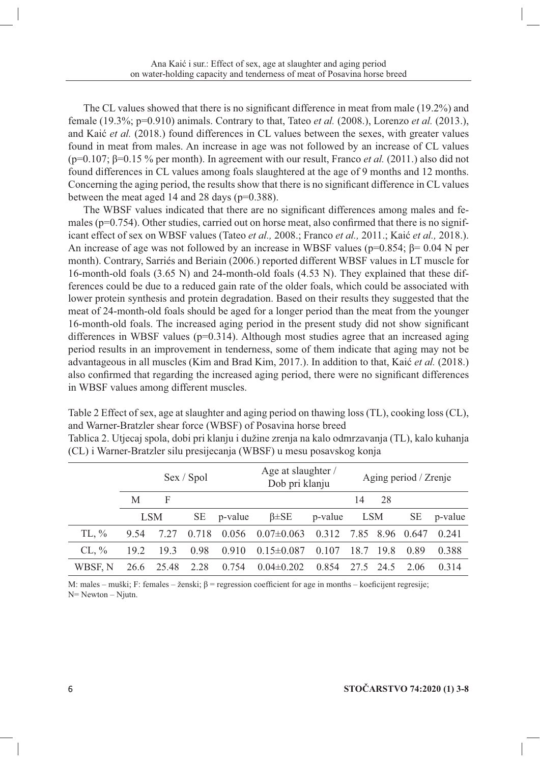The CL values showed that there is no significant difference in meat from male (19.2%) and female (19.3%; p=0.910) animals. Contrary to that, Tateo *et al.* (2008.), Lorenzo *et al.* (2013.), and Kaić *et al.* (2018.) found differences in CL values between the sexes, with greater values found in meat from males. An increase in age was not followed by an increase of CL values (p=0.107; β=0.15 % per month). In agreement with our result, Franco *et al.* (2011.) also did not found differences in CL values among foals slaughtered at the age of 9 months and 12 months. Concerning the aging period, the results show that there is no significant difference in CL values between the meat aged 14 and 28 days (p=0.388).

The WBSF values indicated that there are no significant differences among males and females (p=0.754). Other studies, carried out on horse meat, also confirmed that there is no significant effect of sex on WBSF values (Tateo *et al.,* 2008.; Franco *et al.,* 2011.; Kaić *et al.,* 2018.). An increase of age was not followed by an increase in WBSF values (p=0.854; β= 0.04 N per month). Contrary, Sarriés and Beriain (2006.) reported different WBSF values in LT muscle for 16-month-old foals (3.65 N) and 24-month-old foals (4.53 N). They explained that these differences could be due to a reduced gain rate of the older foals, which could be associated with lower protein synthesis and protein degradation. Based on their results they suggested that the meat of 24-month-old foals should be aged for a longer period than the meat from the younger 16-month-old foals. The increased aging period in the present study did not show significant differences in WBSF values (p=0.314). Although most studies agree that an increased aging period results in an improvement in tenderness, some of them indicate that aging may not be advantageous in all muscles (Kim and Brad Kim, 2017.). In addition to that, Kaić *et al.* (2018.) also confirmed that regarding the increased aging period, there were no significant differences in WBSF values among different muscles.

Table 2 Effect of sex, age at slaughter and aging period on thawing loss (TL), cooking loss (CL), and Warner-Bratzler shear force (WBSF) of Posavina horse breed

Tablica 2. Utjecaj spola, dobi pri klanju i dužine zrenja na kalo odmrzavanja (TL), kalo kuhanja (CL) i Warner-Bratzler silu presijecanja (WBSF) u mesu posavskog konja

| | Sex / Spol | | | | Age at slaughter / Dob pri klanju | | Aging period / Zrenje | | | |
|---|---|---|---|---|---|---|---|---|---|---|
| | M | F | | | | | 14 | 28 | | |
| | LSM | | SE | p-value | β±SE | p-value | LSM | | SE | p-value |
| TL, % | 9.54 | 7.27 | 0.718 | 0.056 | 0.07±0.063 | 0.312 | 7.85 | 8.96 | 0.647 | 0.241 |
| CL, % | 19.2 | 19.3 | 0.98 | 0.910 | 0.15±0.087 | 0.107 | 18.7 | 19.8 | 0.89 | 0.388 |
| WBSF, N | 26.6 | 25.48 | 2.28 | 0.754 | 0.04±0.202 | 0.854 | 27.5 | 24.5 | 2.06 | 0.314 |

M: males – muški; F: females – ženski; β = regression coefficient for age in months – koeficijent regresije; N= Newton – Njutn.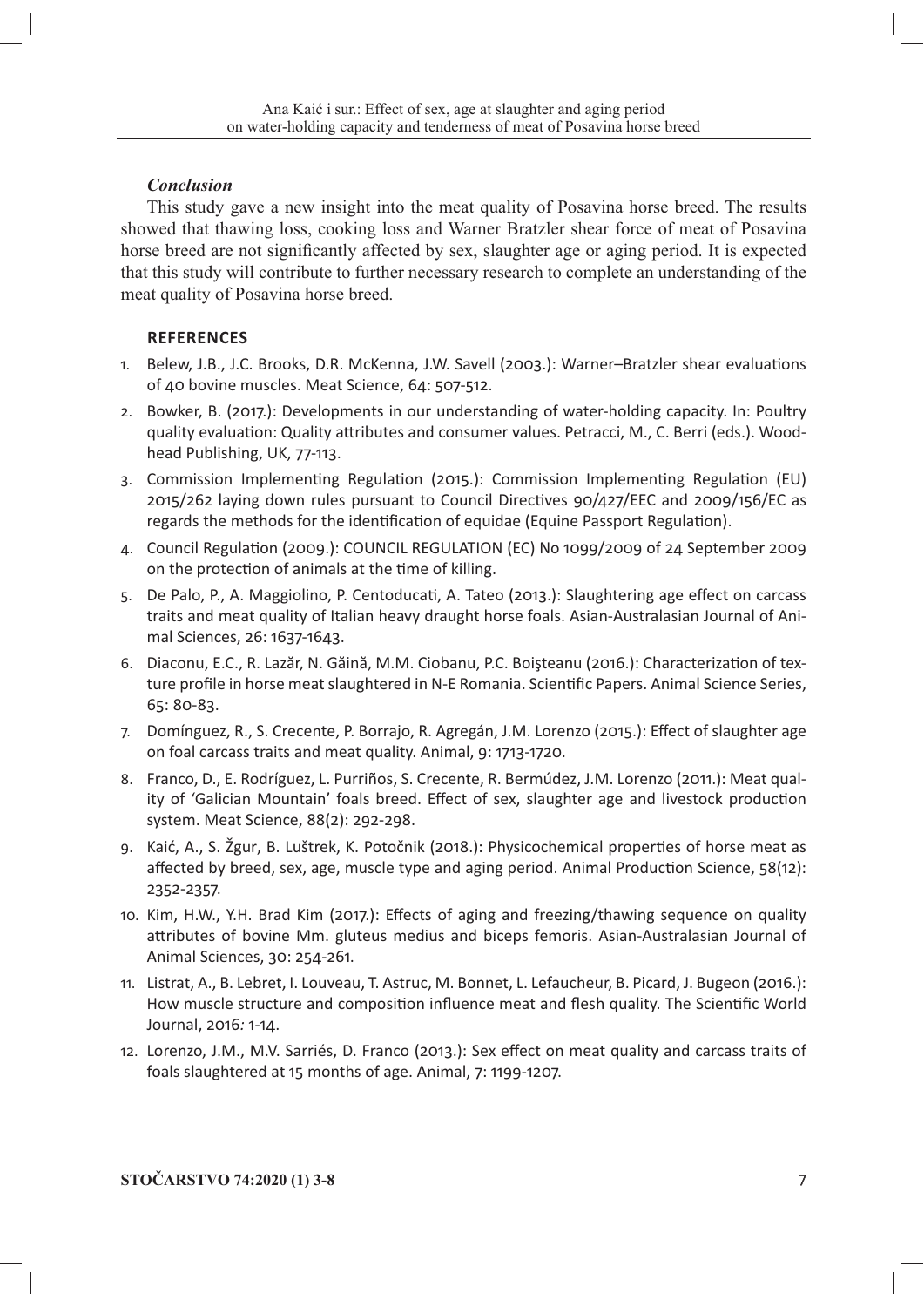### *Conclusion*

This study gave a new insight into the meat quality of Posavina horse breed. The results showed that thawing loss, cooking loss and Warner Bratzler shear force of meat of Posavina horse breed are not significantly affected by sex, slaughter age or aging period. It is expected that this study will contribute to further necessary research to complete an understanding of the meat quality of Posavina horse breed.

## REFERENCES

1. Belew, J.B., J.C. Brooks, D.R. McKenna, J.W. Savell (2003.): Warner–Bratzler shear evaluations of 40 bovine muscles. Meat Science, 64: 507-512.
2. Bowker, B. (2017.): Developments in our understanding of water-holding capacity. In: Poultry quality evaluation: Quality attributes and consumer values. Petracci, M., C. Berri (eds.). Woodhead Publishing, UK, 77-113.
3. Commission Implementing Regulation (2015.): Commission Implementing Regulation (EU) 2015/262 laying down rules pursuant to Council Directives 90/427/EEC and 2009/156/EC as regards the methods for the identification of equidae (Equine Passport Regulation).
4. Council Regulation (2009.): COUNCIL REGULATION (EC) No 1099/2009 of 24 September 2009 on the protection of animals at the time of killing.
5. De Palo, P., A. Maggiolino, P. Centoducati, A. Tateo (2013.): Slaughtering age effect on carcass traits and meat quality of Italian heavy draught horse foals. Asian-Australasian Journal of Animal Sciences, 26: 1637-1643.
6. Diaconu, E.C., R. Lazăr, N. Găină, M.M. Ciobanu, P.C. Boişteanu (2016.): Characterization of texture profile in horse meat slaughtered in N-E Romania. Scientific Papers. Animal Science Series, 65: 80-83.
7. Domínguez, R., S. Crecente, P. Borrajo, R. Agregán, J.M. Lorenzo (2015.): Effect of slaughter age on foal carcass traits and meat quality. Animal, 9: 1713-1720.
8. Franco, D., E. Rodríguez, L. Purriños, S. Crecente, R. Bermúdez, J.M. Lorenzo (2011.): Meat quality of 'Galician Mountain' foals breed. Effect of sex, slaughter age and livestock production system. Meat Science, 88(2): 292-298.
9. Kaić, A., S. Žgur, B. Luštrek, K. Potočnik (2018.): Physicochemical properties of horse meat as affected by breed, sex, age, muscle type and aging period. Animal Production Science, 58(12): 2352-2357.
10. Kim, H.W., Y.H. Brad Kim (2017.): Effects of aging and freezing/thawing sequence on quality attributes of bovine Mm. gluteus medius and biceps femoris. Asian-Australasian Journal of Animal Sciences, 30: 254-261.
11. Listrat, A., B. Lebret, I. Louveau, T. Astruc, M. Bonnet, L. Lefaucheur, B. Picard, J. Bugeon (2016.): How muscle structure and composition influence meat and flesh quality. The Scientific World Journal, 2016*:* 1-14.
12. Lorenzo, J.M., M.V. Sarriés, D. Franco (2013.): Sex effect on meat quality and carcass traits of foals slaughtered at 15 months of age. Animal, 7: 1199-1207.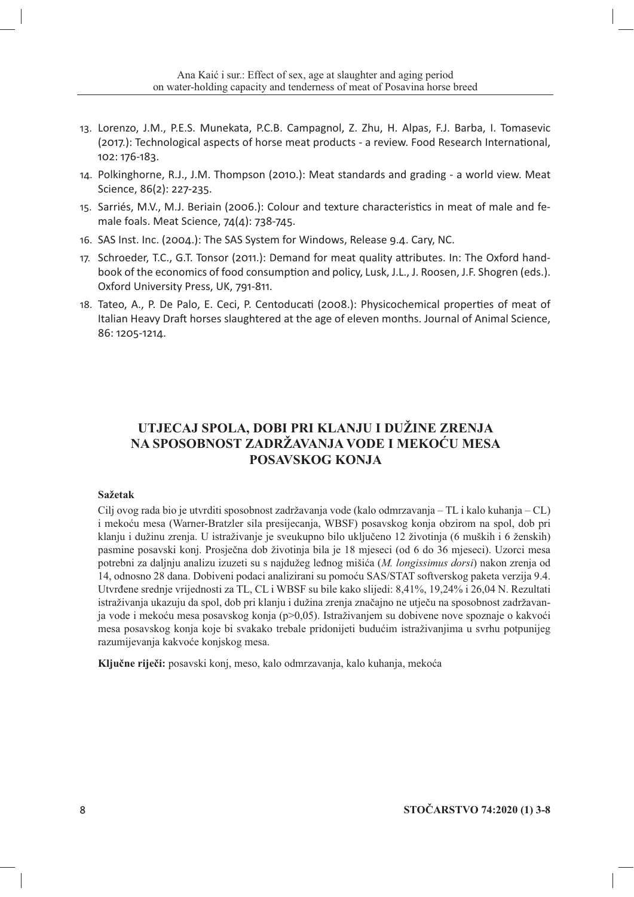13. Lorenzo, J.M., P.E.S. Munekata, P.C.B. Campagnol, Z. Zhu, H. Alpas, F.J. Barba, I. Tomasevic (2017.): Technological aspects of horse meat products - a review. Food Research International, 102: 176-183.
14. Polkinghorne, R.J., J.M. Thompson (2010.): Meat standards and grading - a world view. Meat Science, 86(2): 227-235.
15. Sarriés, M.V., M.J. Beriain (2006.): Colour and texture characteristics in meat of male and female foals. Meat Science, 74(4): 738-745.
16. SAS Inst. Inc. (2004.): The SAS System for Windows, Release 9.4. Cary, NC.
17. Schroeder, T.C., G.T. Tonsor (2011.): Demand for meat quality attributes. In: The Oxford handbook of the economics of food consumption and policy, Lusk, J.L., J. Roosen, J.F. Shogren (eds.). Oxford University Press, UK, 791-811.
18. Tateo, A., P. De Palo, E. Ceci, P. Centoducati (2008.): Physicochemical properties of meat of Italian Heavy Draft horses slaughtered at the age of eleven months. Journal of Animal Science, 86: 1205-1214.

## UTJECAJ SPOLA, DOBI PRI KLANJU I DUŽINE ZRENJA NA SPOSOBNOST ZADRŽAVANJA VODE I MEKOĆU MESA POSAVSKOG KONJA

**Sažetak**

Cilj ovog rada bio je utvrditi sposobnost zadržavanja vode (kalo odmrzavanja – TL i kalo kuhanja – CL) i mekoću mesa (Warner-Bratzler sila presijecanja, WBSF) posavskog konja obzirom na spol, dob pri klanju i dužinu zrenja. U istraživanje je sveukupno bilo uključeno 12 životinja (6 muških i 6 ženskih) pasmine posavski konj. Prosječna dob životinja bila je 18 mjeseci (od 6 do 36 mjeseci). Uzorci mesa potrebni za daljnju analizu izuzeti su s najdužeg leđnog mišića (*M. longissimus dorsi*) nakon zrenja od 14, odnosno 28 dana. Dobiveni podaci analizirani su pomoću SAS/STAT softverskog paketa verzija 9.4. Utvrđene srednje vrijednosti za TL, CL i WBSF su bile kako slijedi: 8,41%, 19,24% i 26,04 N. Rezultati istraživanja ukazuju da spol, dob pri klanju i dužina zrenja značajno ne utječu na sposobnost zadržavanja vode i mekoću mesa posavskog konja ($p>0,05$). Istraživanjem su dobivene nove spoznaje o kakvoći mesa posavskog konja koje bi svakako trebale pridonijeti budućim istraživanjima u svrhu potpunijeg razumijevanja kakvoće konjskog mesa.

**Ključne riječi:** posavski konj, meso, kalo odmrzavanja, kalo kuhanja, mekoća